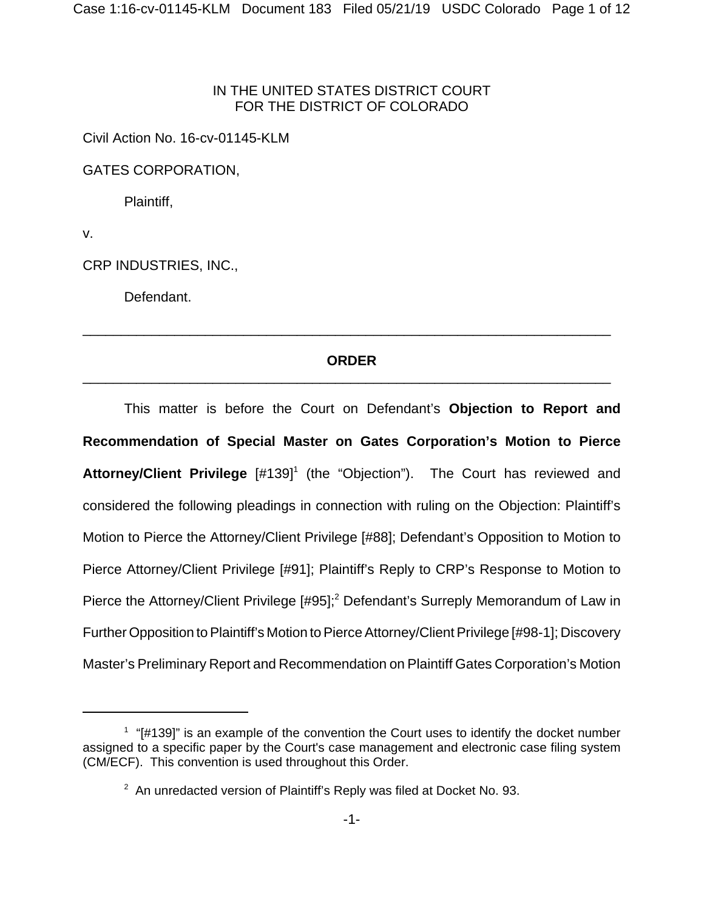IN THE UNITED STATES DISTRICT COURT
FOR THE DISTRICT OF COLORADO

Civil Action No. 16-cv-01145-KLM

GATES CORPORATION,

Plaintiff,

v.

CRP INDUSTRIES, INC.,

Defendant.

---

**ORDER**

---

This matter is before the Court on Defendant's **Objection to Report and Recommendation of Special Master on Gates Corporation's Motion to Pierce Attorney/Client Privilege** [#139][1] (the "Objection"). The Court has reviewed and considered the following pleadings in connection with ruling on the Objection: Plaintiff's Motion to Pierce the Attorney/Client Privilege [#88]; Defendant's Opposition to Motion to Pierce Attorney/Client Privilege [#91]; Plaintiff's Reply to CRP's Response to Motion to Pierce the Attorney/Client Privilege [#95];[2] Defendant's Surreply Memorandum of Law in Further Opposition to Plaintiff's Motion to Pierce Attorney/Client Privilege [#98-1]; Discovery Master's Preliminary Report and Recommendation on Plaintiff Gates Corporation's Motion

---

[1] "[#139]" is an example of the convention the Court uses to identify the docket number assigned to a specific paper by the Court's case management and electronic case filing system (CM/ECF). This convention is used throughout this Order.

[2] An unredacted version of Plaintiff's Reply was filed at Docket No. 93.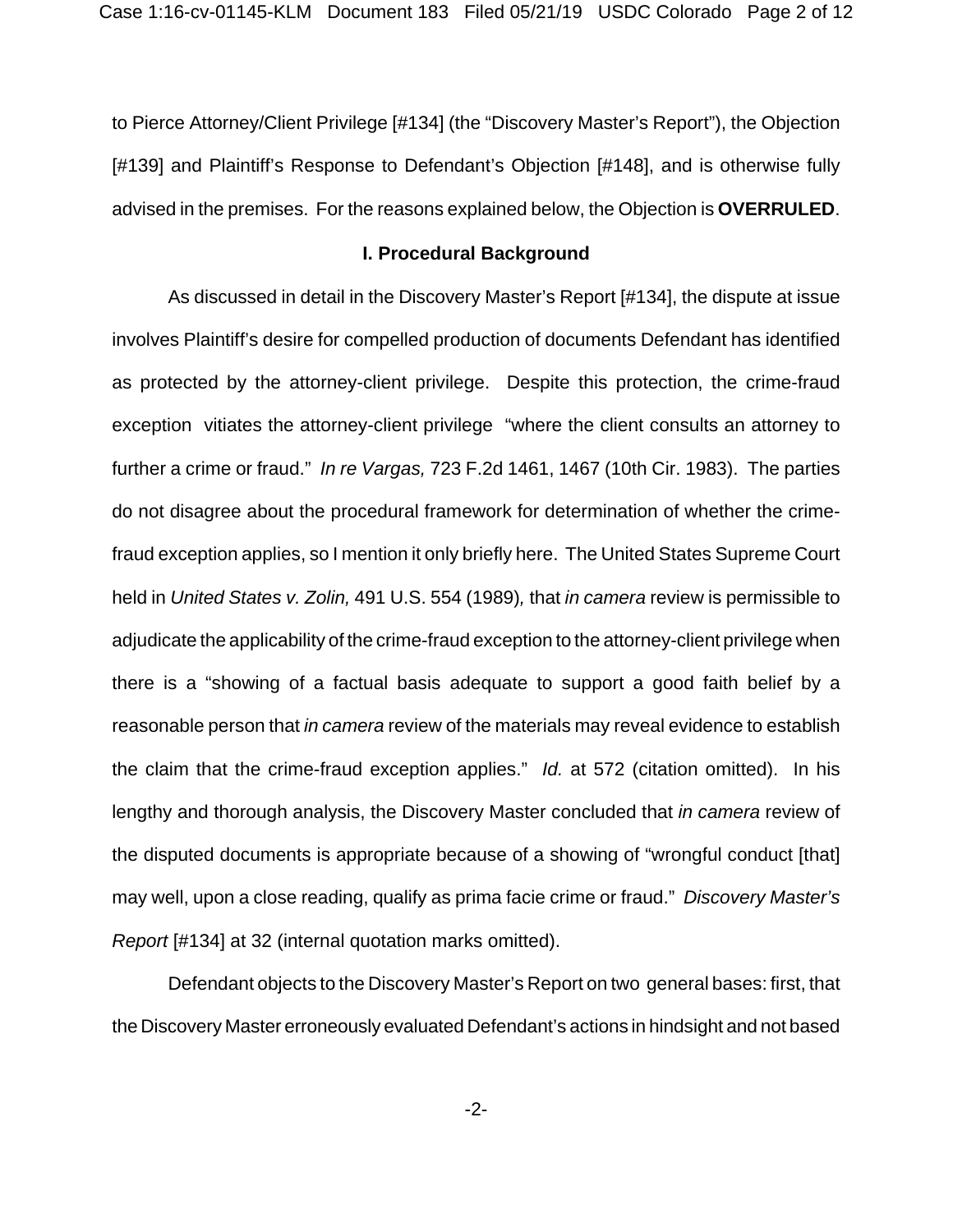to Pierce Attorney/Client Privilege [#134] (the "Discovery Master's Report"), the Objection [#139] and Plaintiff's Response to Defendant's Objection [#148], and is otherwise fully advised in the premises. For the reasons explained below, the Objection is **OVERRULED**.

## I. Procedural Background

As discussed in detail in the Discovery Master's Report [#134], the dispute at issue involves Plaintiff's desire for compelled production of documents Defendant has identified as protected by the attorney-client privilege. Despite this protection, the crime-fraud exception vitiates the attorney-client privilege "where the client consults an attorney to further a crime or fraud." *In re Vargas,* 723 F.2d 1461, 1467 (10th Cir. 1983). The parties do not disagree about the procedural framework for determination of whether the crime-fraud exception applies, so I mention it only briefly here. The United States Supreme Court held in *United States v. Zolin,* 491 U.S. 554 (1989), that *in camera* review is permissible to adjudicate the applicability of the crime-fraud exception to the attorney-client privilege when there is a "showing of a factual basis adequate to support a good faith belief by a reasonable person that *in camera* review of the materials may reveal evidence to establish the claim that the crime-fraud exception applies." *Id.* at 572 (citation omitted). In his lengthy and thorough analysis, the Discovery Master concluded that *in camera* review of the disputed documents is appropriate because of a showing of "wrongful conduct [that] may well, upon a close reading, qualify as prima facie crime or fraud." *Discovery Master's Report* [#134] at 32 (internal quotation marks omitted).

Defendant objects to the Discovery Master's Report on two general bases: first, that the Discovery Master erroneously evaluated Defendant's actions in hindsight and not based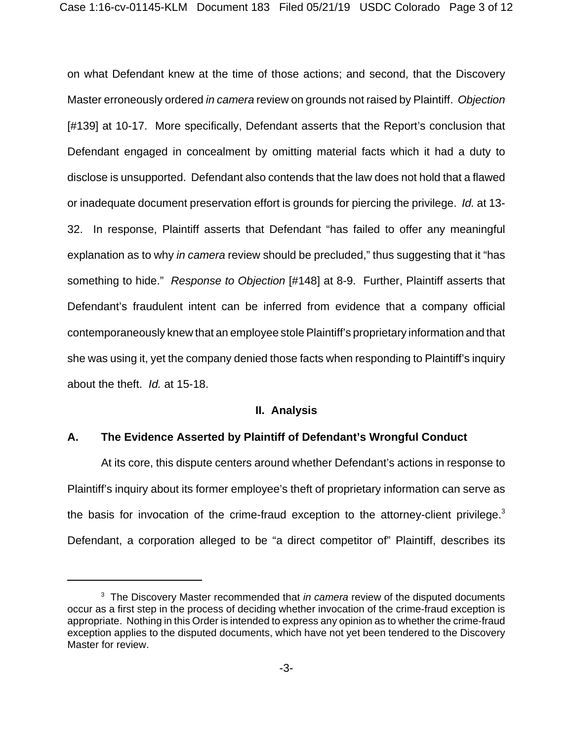on what Defendant knew at the time of those actions; and second, that the Discovery Master erroneously ordered *in camera* review on grounds not raised by Plaintiff. *Objection* [#139] at 10-17. More specifically, Defendant asserts that the Report's conclusion that Defendant engaged in concealment by omitting material facts which it had a duty to disclose is unsupported. Defendant also contends that the law does not hold that a flawed or inadequate document preservation effort is grounds for piercing the privilege. *Id.* at 13-32. In response, Plaintiff asserts that Defendant "has failed to offer any meaningful explanation as to why *in camera* review should be precluded," thus suggesting that it "has something to hide." *Response to Objection* [#148] at 8-9. Further, Plaintiff asserts that Defendant's fraudulent intent can be inferred from evidence that a company official contemporaneously knew that an employee stole Plaintiff's proprietary information and that she was using it, yet the company denied those facts when responding to Plaintiff's inquiry about the theft. *Id.* at 15-18.

## II. Analysis

### A. The Evidence Asserted by Plaintiff of Defendant's Wrongful Conduct

At its core, this dispute centers around whether Defendant's actions in response to Plaintiff's inquiry about its former employee's theft of proprietary information can serve as the basis for invocation of the crime-fraud exception to the attorney-client privilege.[3] Defendant, a corporation alleged to be "a direct competitor of" Plaintiff, describes its

---

[3] The Discovery Master recommended that *in camera* review of the disputed documents occur as a first step in the process of deciding whether invocation of the crime-fraud exception is appropriate. Nothing in this Order is intended to express any opinion as to whether the crime-fraud exception applies to the disputed documents, which have not yet been tendered to the Discovery Master for review.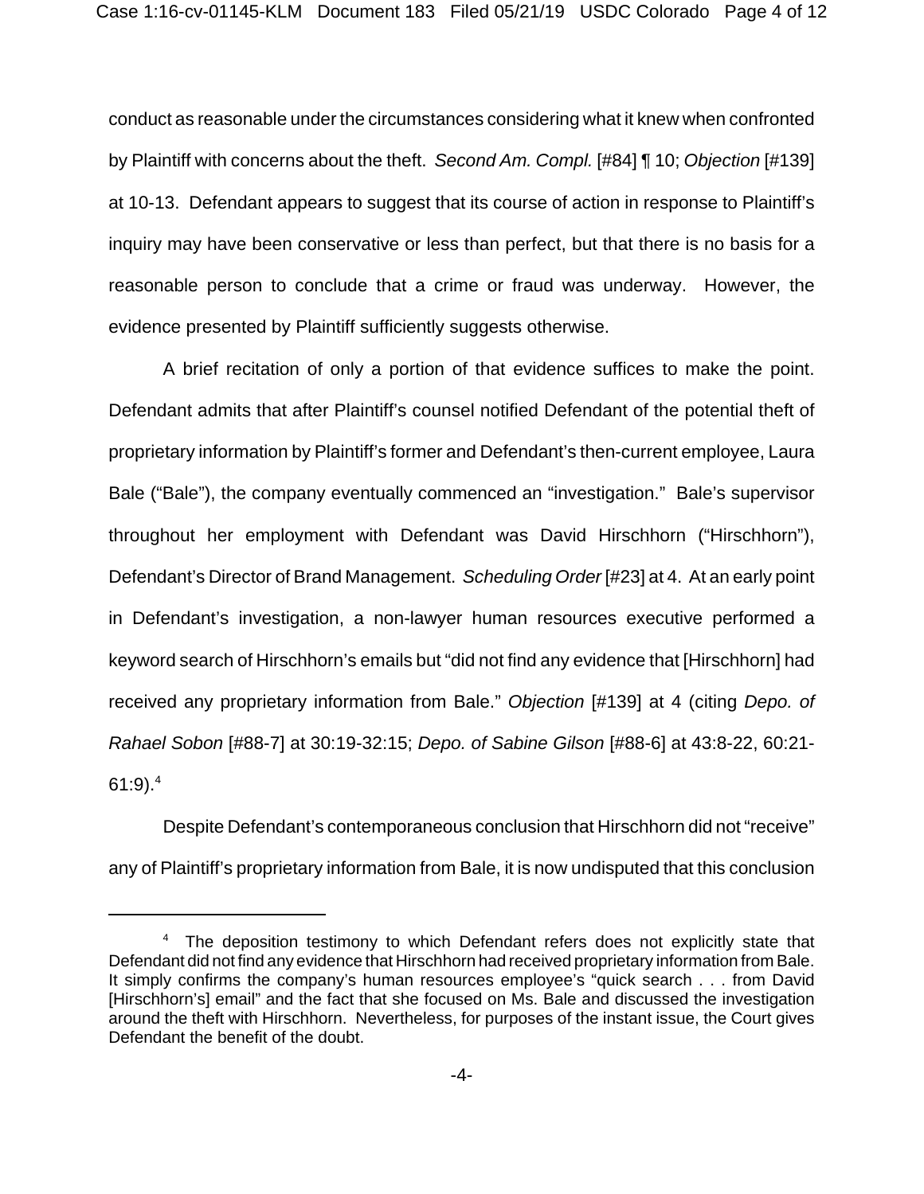conduct as reasonable under the circumstances considering what it knew when confronted by Plaintiff with concerns about the theft. *Second Am. Compl.* [#84] ¶ 10; *Objection* [#139] at 10-13. Defendant appears to suggest that its course of action in response to Plaintiff's inquiry may have been conservative or less than perfect, but that there is no basis for a reasonable person to conclude that a crime or fraud was underway. However, the evidence presented by Plaintiff sufficiently suggests otherwise.

A brief recitation of only a portion of that evidence suffices to make the point. Defendant admits that after Plaintiff's counsel notified Defendant of the potential theft of proprietary information by Plaintiff's former and Defendant's then-current employee, Laura Bale ("Bale"), the company eventually commenced an "investigation." Bale's supervisor throughout her employment with Defendant was David Hirschhorn ("Hirschhorn"), Defendant's Director of Brand Management. *Scheduling Order* [#23] at 4. At an early point in Defendant's investigation, a non-lawyer human resources executive performed a keyword search of Hirschhorn's emails but "did not find any evidence that [Hirschhorn] had received any proprietary information from Bale." *Objection* [#139] at 4 (citing *Depo. of Rahael Sobon* [#88-7] at 30:19-32:15; *Depo. of Sabine Gilson* [#88-6] at 43:8-22, 60:21-61:9).[4]

Despite Defendant's contemporaneous conclusion that Hirschhorn did not "receive" any of Plaintiff's proprietary information from Bale, it is now undisputed that this conclusion

---

[4] The deposition testimony to which Defendant refers does not explicitly state that Defendant did not find any evidence that Hirschhorn had received proprietary information from Bale. It simply confirms the company's human resources employee's "quick search . . . from David [Hirschhorn's] email" and the fact that she focused on Ms. Bale and discussed the investigation around the theft with Hirschhorn. Nevertheless, for purposes of the instant issue, the Court gives Defendant the benefit of the doubt.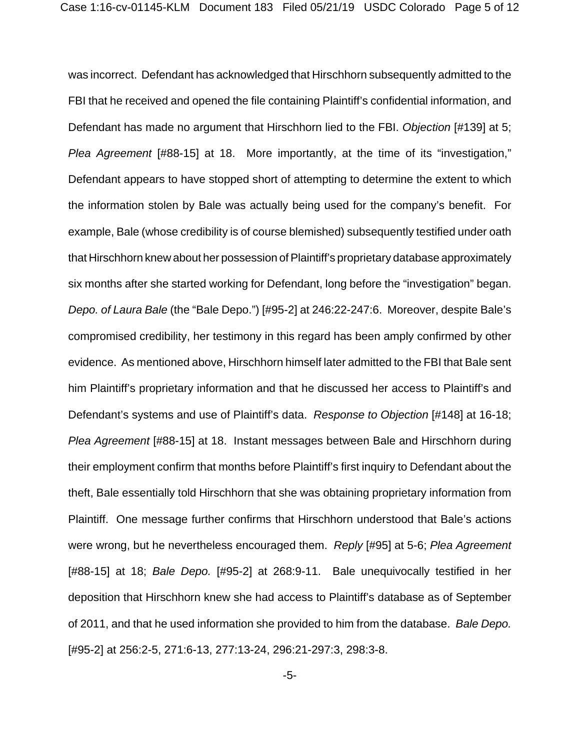was incorrect. Defendant has acknowledged that Hirschhorn subsequently admitted to the FBI that he received and opened the file containing Plaintiff's confidential information, and Defendant has made no argument that Hirschhorn lied to the FBI. *Objection* [#139] at 5; *Plea Agreement* [#88-15] at 18. More importantly, at the time of its "investigation," Defendant appears to have stopped short of attempting to determine the extent to which the information stolen by Bale was actually being used for the company's benefit. For example, Bale (whose credibility is of course blemished) subsequently testified under oath that Hirschhorn knew about her possession of Plaintiff's proprietary database approximately six months after she started working for Defendant, long before the "investigation" began. *Depo. of Laura Bale* (the "Bale Depo.") [#95-2] at 246:22-247:6. Moreover, despite Bale's compromised credibility, her testimony in this regard has been amply confirmed by other evidence. As mentioned above, Hirschhorn himself later admitted to the FBI that Bale sent him Plaintiff's proprietary information and that he discussed her access to Plaintiff's and Defendant's systems and use of Plaintiff's data. *Response to Objection* [#148] at 16-18; *Plea Agreement* [#88-15] at 18. Instant messages between Bale and Hirschhorn during their employment confirm that months before Plaintiff's first inquiry to Defendant about the theft, Bale essentially told Hirschhorn that she was obtaining proprietary information from Plaintiff. One message further confirms that Hirschhorn understood that Bale's actions were wrong, but he nevertheless encouraged them. *Reply* [#95] at 5-6; *Plea Agreement* [#88-15] at 18; *Bale Depo.* [#95-2] at 268:9-11. Bale unequivocally testified in her deposition that Hirschhorn knew she had access to Plaintiff's database as of September of 2011, and that he used information she provided to him from the database. *Bale Depo.* [#95-2] at 256:2-5, 271:6-13, 277:13-24, 296:21-297:3, 298:3-8.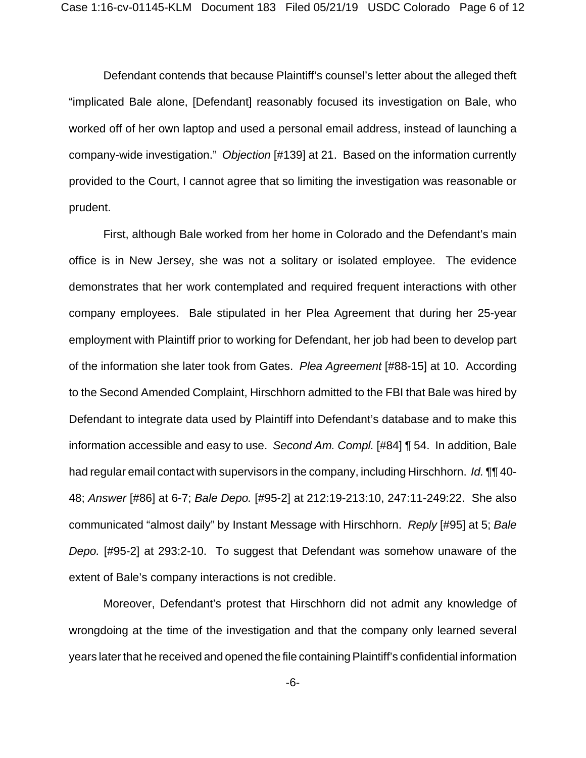Defendant contends that because Plaintiff's counsel's letter about the alleged theft "implicated Bale alone, [Defendant] reasonably focused its investigation on Bale, who worked off of her own laptop and used a personal email address, instead of launching a company-wide investigation." *Objection* [#139] at 21. Based on the information currently provided to the Court, I cannot agree that so limiting the investigation was reasonable or prudent.

First, although Bale worked from her home in Colorado and the Defendant's main office is in New Jersey, she was not a solitary or isolated employee. The evidence demonstrates that her work contemplated and required frequent interactions with other company employees. Bale stipulated in her Plea Agreement that during her 25-year employment with Plaintiff prior to working for Defendant, her job had been to develop part of the information she later took from Gates. *Plea Agreement* [#88-15] at 10. According to the Second Amended Complaint, Hirschhorn admitted to the FBI that Bale was hired by Defendant to integrate data used by Plaintiff into Defendant's database and to make this information accessible and easy to use. *Second Am. Compl.* [#84] ¶ 54. In addition, Bale had regular email contact with supervisors in the company, including Hirschhorn. *Id.* ¶¶ 40-48; *Answer* [#86] at 6-7; *Bale Depo.* [#95-2] at 212:19-213:10, 247:11-249:22. She also communicated "almost daily" by Instant Message with Hirschhorn. *Reply* [#95] at 5; *Bale Depo.* [#95-2] at 293:2-10. To suggest that Defendant was somehow unaware of the extent of Bale's company interactions is not credible.

Moreover, Defendant's protest that Hirschhorn did not admit any knowledge of wrongdoing at the time of the investigation and that the company only learned several years later that he received and opened the file containing Plaintiff's confidential information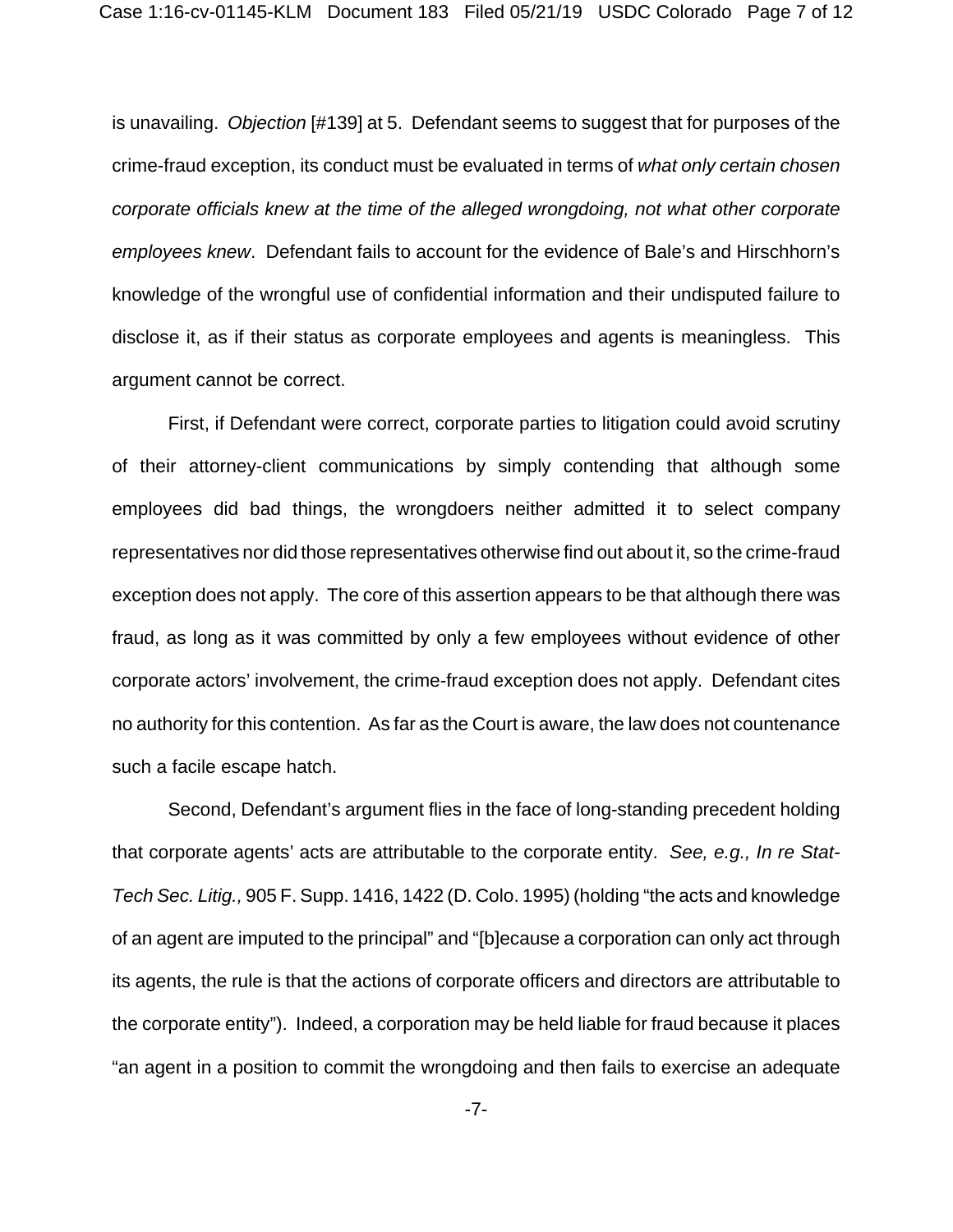is unavailing. *Objection* [#139] at 5. Defendant seems to suggest that for purposes of the crime-fraud exception, its conduct must be evaluated in terms of *what only certain chosen corporate officials knew at the time of the alleged wrongdoing, not what other corporate employees knew*. Defendant fails to account for the evidence of Bale's and Hirschhorn's knowledge of the wrongful use of confidential information and their undisputed failure to disclose it, as if their status as corporate employees and agents is meaningless. This argument cannot be correct.

First, if Defendant were correct, corporate parties to litigation could avoid scrutiny of their attorney-client communications by simply contending that although some employees did bad things, the wrongdoers neither admitted it to select company representatives nor did those representatives otherwise find out about it, so the crime-fraud exception does not apply. The core of this assertion appears to be that although there was fraud, as long as it was committed by only a few employees without evidence of other corporate actors' involvement, the crime-fraud exception does not apply. Defendant cites no authority for this contention. As far as the Court is aware, the law does not countenance such a facile escape hatch.

Second, Defendant's argument flies in the face of long-standing precedent holding that corporate agents' acts are attributable to the corporate entity. *See, e.g., In re Stat-Tech Sec. Litig.,* 905 F. Supp. 1416, 1422 (D. Colo. 1995) (holding "the acts and knowledge of an agent are imputed to the principal" and "[b]ecause a corporation can only act through its agents, the rule is that the actions of corporate officers and directors are attributable to the corporate entity"). Indeed, a corporation may be held liable for fraud because it places "an agent in a position to commit the wrongdoing and then fails to exercise an adequate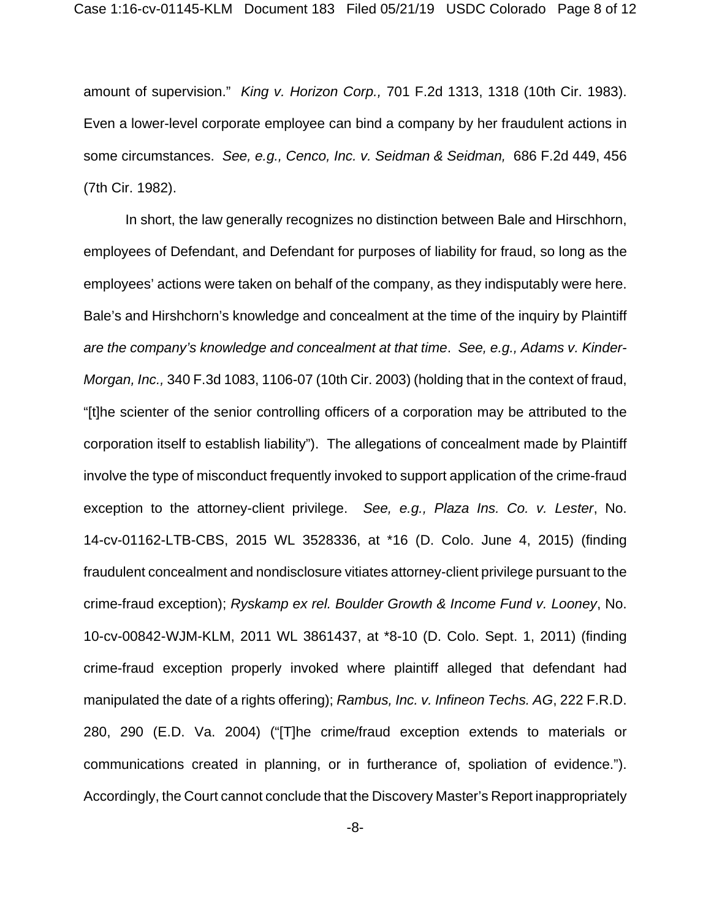amount of supervision." *King v. Horizon Corp.,* 701 F.2d 1313, 1318 (10th Cir. 1983). Even a lower-level corporate employee can bind a company by her fraudulent actions in some circumstances. *See, e.g., Cenco, Inc. v. Seidman & Seidman,* 686 F.2d 449, 456 (7th Cir. 1982).

In short, the law generally recognizes no distinction between Bale and Hirschhorn, employees of Defendant, and Defendant for purposes of liability for fraud, so long as the employees' actions were taken on behalf of the company, as they indisputably were here. Bale's and Hirshchorn's knowledge and concealment at the time of the inquiry by Plaintiff *are the company's knowledge and concealment at that time*. *See, e.g., Adams v. Kinder-Morgan, Inc.,* 340 F.3d 1083, 1106-07 (10th Cir. 2003) (holding that in the context of fraud, "[t]he scienter of the senior controlling officers of a corporation may be attributed to the corporation itself to establish liability"). The allegations of concealment made by Plaintiff involve the type of misconduct frequently invoked to support application of the crime-fraud exception to the attorney-client privilege. *See, e.g., Plaza Ins. Co. v. Lester*, No. 14-cv-01162-LTB-CBS, 2015 WL 3528336, at *16 (D. Colo. June 4, 2015) (finding fraudulent concealment and nondisclosure vitiates attorney-client privilege pursuant to the crime-fraud exception); *Ryskamp ex rel. Boulder Growth & Income Fund v. Looney*, No. 10-cv-00842-WJM-KLM, 2011 WL 3861437, at *8-10 (D. Colo. Sept. 1, 2011) (finding crime-fraud exception properly invoked where plaintiff alleged that defendant had manipulated the date of a rights offering); *Rambus, Inc. v. Infineon Techs. AG*, 222 F.R.D. 280, 290 (E.D. Va. 2004) ("[T]he crime/fraud exception extends to materials or communications created in planning, or in furtherance of, spoliation of evidence."). Accordingly, the Court cannot conclude that the Discovery Master's Report inappropriately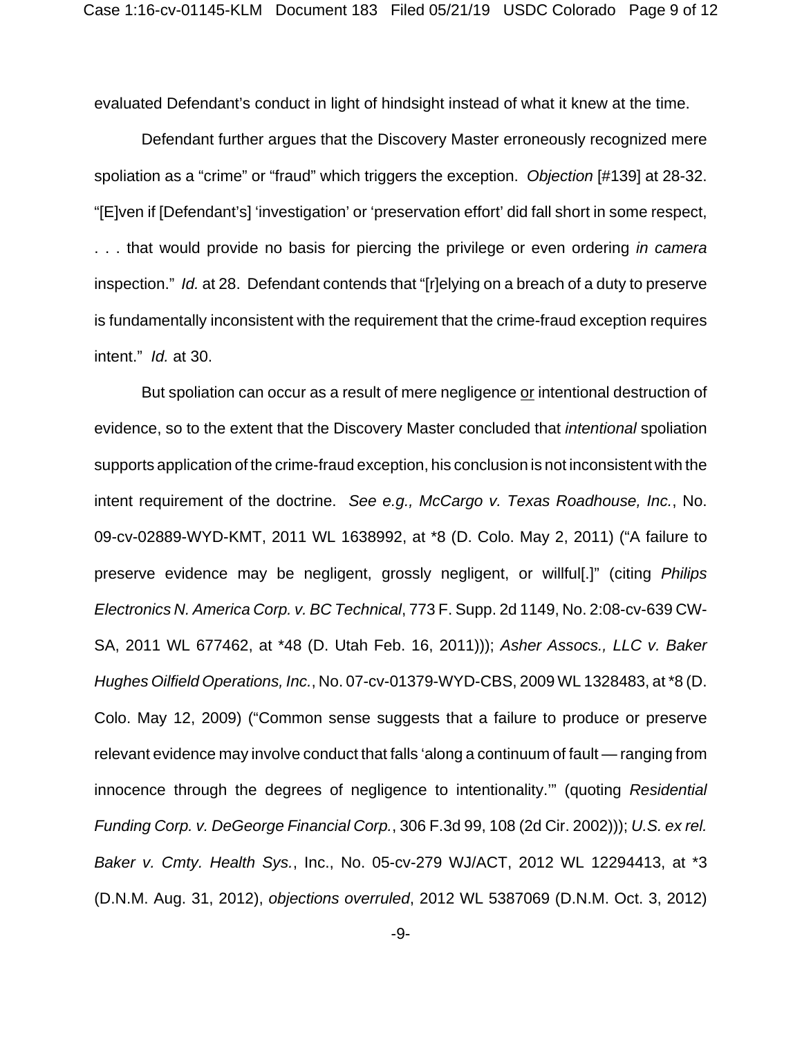evaluated Defendant's conduct in light of hindsight instead of what it knew at the time.

Defendant further argues that the Discovery Master erroneously recognized mere spoliation as a "crime" or "fraud" which triggers the exception. *Objection* [#139] at 28-32. "[E]ven if [Defendant's] 'investigation' or 'preservation effort' did fall short in some respect, . . . that would provide no basis for piercing the privilege or even ordering *in camera* inspection." *Id.* at 28. Defendant contends that "[r]elying on a breach of a duty to preserve is fundamentally inconsistent with the requirement that the crime-fraud exception requires intent." *Id.* at 30.

But spoliation can occur as a result of mere negligence <u>or</u> intentional destruction of evidence, so to the extent that the Discovery Master concluded that *intentional* spoliation supports application of the crime-fraud exception, his conclusion is not inconsistent with the intent requirement of the doctrine. *See e.g., McCargo v. Texas Roadhouse, Inc.*, No. 09-cv-02889-WYD-KMT, 2011 WL 1638992, at *8 (D. Colo. May 2, 2011) ("A failure to preserve evidence may be negligent, grossly negligent, or willful[.]" (citing *Philips Electronics N. America Corp. v. BC Technical*, 773 F. Supp. 2d 1149, No. 2:08-cv-639 CW-SA, 2011 WL 677462, at *48 (D. Utah Feb. 16, 2011))); *Asher Assocs., LLC v. Baker Hughes Oilfield Operations, Inc.*, No. 07-cv-01379-WYD-CBS, 2009 WL 1328483, at *8 (D. Colo. May 12, 2009) ("Common sense suggests that a failure to produce or preserve relevant evidence may involve conduct that falls 'along a continuum of fault — ranging from innocence through the degrees of negligence to intentionality.'" (quoting *Residential Funding Corp. v. DeGeorge Financial Corp.*, 306 F.3d 99, 108 (2d Cir. 2002))); *U.S. ex rel. Baker v. Cmty. Health Sys.*, Inc., No. 05-cv-279 WJ/ACT, 2012 WL 12294413, at *3 (D.N.M. Aug. 31, 2012), *objections overruled*, 2012 WL 5387069 (D.N.M. Oct. 3, 2012)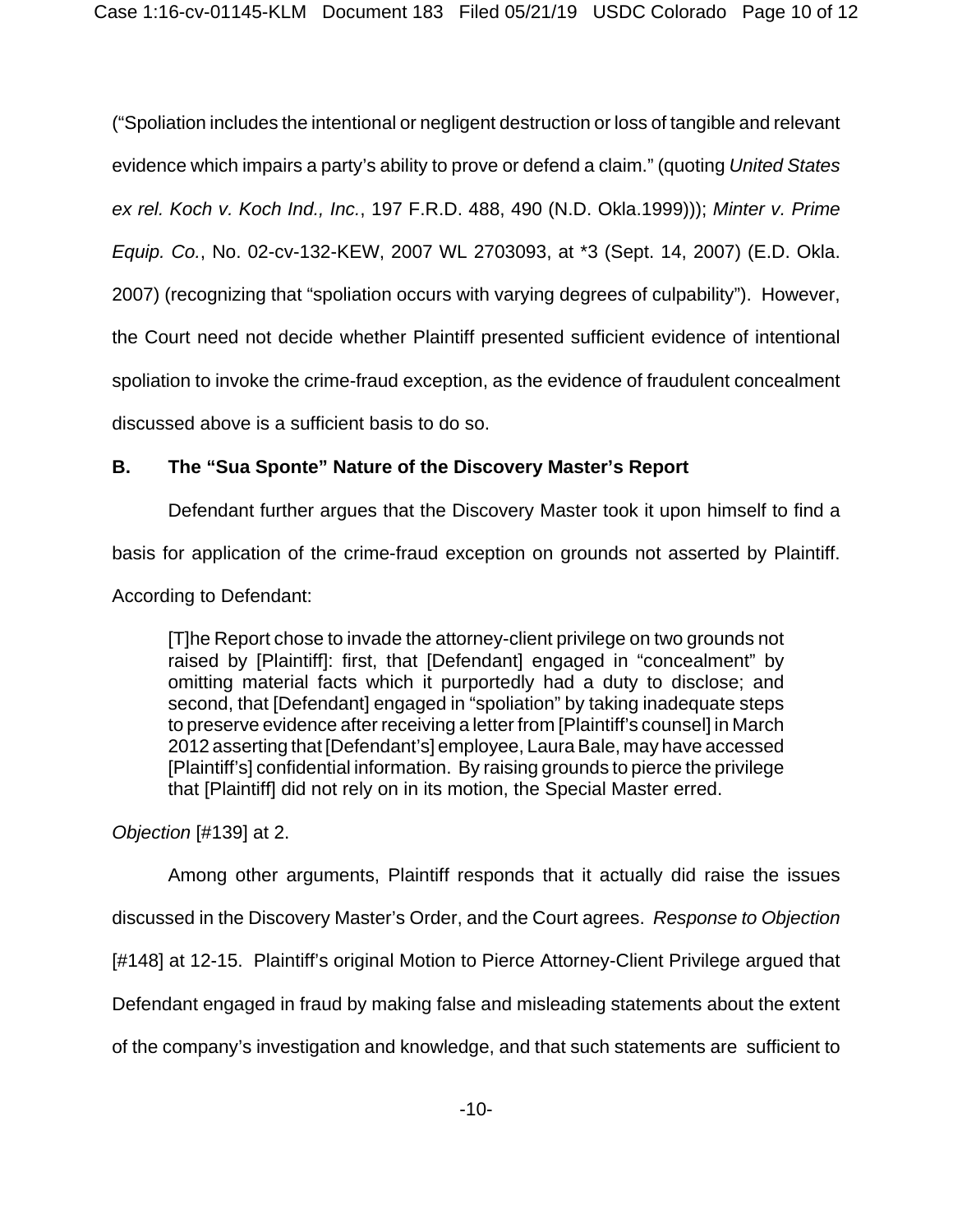("Spoliation includes the intentional or negligent destruction or loss of tangible and relevant evidence which impairs a party's ability to prove or defend a claim." (quoting *United States ex rel. Koch v. Koch Ind., Inc.*, 197 F.R.D. 488, 490 (N.D. Okla.1999))); *Minter v. Prime Equip. Co.*, No. 02-cv-132-KEW, 2007 WL 2703093, at *3 (Sept. 14, 2007) (E.D. Okla. 2007) (recognizing that "spoliation occurs with varying degrees of culpability"). However, the Court need not decide whether Plaintiff presented sufficient evidence of intentional spoliation to invoke the crime-fraud exception, as the evidence of fraudulent concealment discussed above is a sufficient basis to do so.

**B. The "Sua Sponte" Nature of the Discovery Master's Report**

Defendant further argues that the Discovery Master took it upon himself to find a basis for application of the crime-fraud exception on grounds not asserted by Plaintiff. According to Defendant:

> [T]he Report chose to invade the attorney-client privilege on two grounds not raised by [Plaintiff]: first, that [Defendant] engaged in "concealment" by omitting material facts which it purportedly had a duty to disclose; and second, that [Defendant] engaged in "spoliation" by taking inadequate steps to preserve evidence after receiving a letter from [Plaintiff's counsel] in March 2012 asserting that [Defendant's] employee, Laura Bale, may have accessed [Plaintiff's] confidential information. By raising grounds to pierce the privilege that [Plaintiff] did not rely on in its motion, the Special Master erred.

*Objection* [#139] at 2.

Among other arguments, Plaintiff responds that it actually did raise the issues discussed in the Discovery Master's Order, and the Court agrees. *Response to Objection* [#148] at 12-15. Plaintiff's original Motion to Pierce Attorney-Client Privilege argued that Defendant engaged in fraud by making false and misleading statements about the extent of the company's investigation and knowledge, and that such statements are sufficient to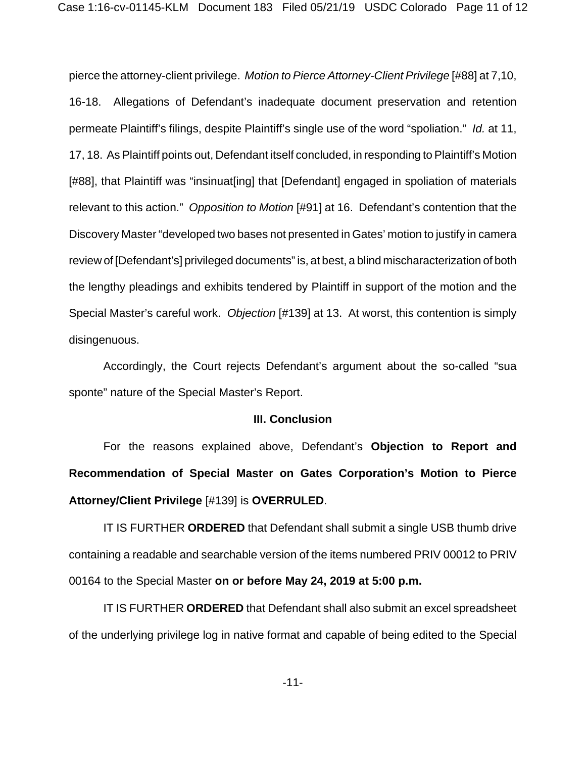pierce the attorney-client privilege. *Motion to Pierce Attorney-Client Privilege* [#88] at 7,10, 16-18. Allegations of Defendant's inadequate document preservation and retention permeate Plaintiff's filings, despite Plaintiff's single use of the word "spoliation." *Id.* at 11, 17, 18. As Plaintiff points out, Defendant itself concluded, in responding to Plaintiff's Motion [#88], that Plaintiff was "insinuat[ing] that [Defendant] engaged in spoliation of materials relevant to this action." *Opposition to Motion* [#91] at 16. Defendant's contention that the Discovery Master "developed two bases not presented in Gates' motion to justify in camera review of [Defendant's] privileged documents" is, at best, a blind mischaracterization of both the lengthy pleadings and exhibits tendered by Plaintiff in support of the motion and the Special Master's careful work. *Objection* [#139] at 13. At worst, this contention is simply disingenuous.

Accordingly, the Court rejects Defendant's argument about the so-called "sua sponte" nature of the Special Master's Report.

### III. Conclusion

For the reasons explained above, Defendant's **Objection to Report and Recommendation of Special Master on Gates Corporation's Motion to Pierce Attorney/Client Privilege** [#139] is **OVERRULED**.

IT IS FURTHER **ORDERED** that Defendant shall submit a single USB thumb drive containing a readable and searchable version of the items numbered PRIV 00012 to PRIV 00164 to the Special Master **on or before May 24, 2019 at 5:00 p.m.**

IT IS FURTHER **ORDERED** that Defendant shall also submit an excel spreadsheet of the underlying privilege log in native format and capable of being edited to the Special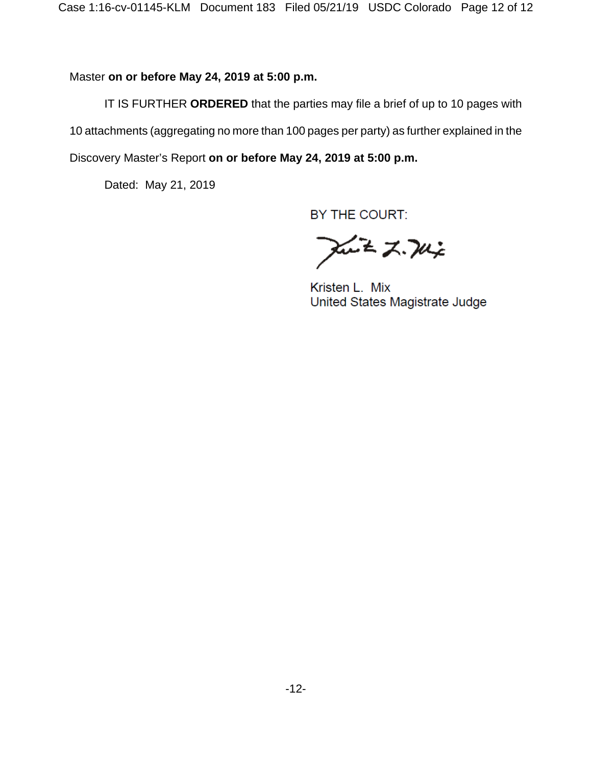Master **on or before May 24, 2019 at 5:00 p.m.**

IT IS FURTHER **ORDERED** that the parties may file a brief of up to 10 pages with 10 attachments (aggregating no more than 100 pages per party) as further explained in the Discovery Master's Report **on or before May 24, 2019 at 5:00 p.m.**

Dated: May 21, 2019

BY THE COURT:

Kristen L. Mix
United States Magistrate Judge